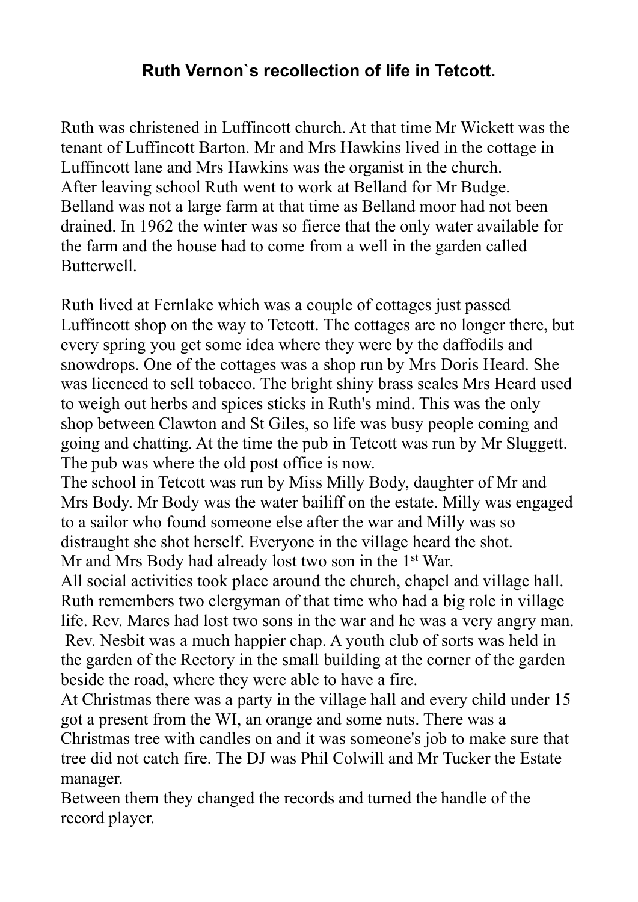# Ruth Vernon`s recollection of life in Tetcott.

Ruth was christened in Luffincott church. At that time Mr Wickett was the tenant of Luffincott Barton. Mr and Mrs Hawkins lived in the cottage in Luffincott lane and Mrs Hawkins was the organist in the church.
After leaving school Ruth went to work at Belland for Mr Budge. Belland was not a large farm at that time as Belland moor had not been drained. In 1962 the winter was so fierce that the only water available for the farm and the house had to come from a well in the garden called Butterwell.

Ruth lived at Fernlake which was a couple of cottages just passed Luffincott shop on the way to Tetcott. The cottages are no longer there, but every spring you get some idea where they were by the daffodils and snowdrops. One of the cottages was a shop run by Mrs Doris Heard. She was licenced to sell tobacco. The bright shiny brass scales Mrs Heard used to weigh out herbs and spices sticks in Ruth's mind. This was the only shop between Clawton and St Giles, so life was busy people coming and going and chatting. At the time the pub in Tetcott was run by Mr Sluggett. The pub was where the old post office is now.
The school in Tetcott was run by Miss Milly Body, daughter of Mr and Mrs Body. Mr Body was the water bailiff on the estate. Milly was engaged to a sailor who found someone else after the war and Milly was so distraught she shot herself. Everyone in the village heard the shot.
Mr and Mrs Body had already lost two son in the 1st War.
All social activities took place around the church, chapel and village hall. Ruth remembers two clergyman of that time who had a big role in village life. Rev. Mares had lost two sons in the war and he was a very angry man. Rev. Nesbit was a much happier chap. A youth club of sorts was held in the garden of the Rectory in the small building at the corner of the garden beside the road, where they were able to have a fire.
At Christmas there was a party in the village hall and every child under 15 got a present from the WI, an orange and some nuts. There was a Christmas tree with candles on and it was someone's job to make sure that tree did not catch fire. The DJ was Phil Colwill and Mr Tucker the Estate manager.
Between them they changed the records and turned the handle of the record player.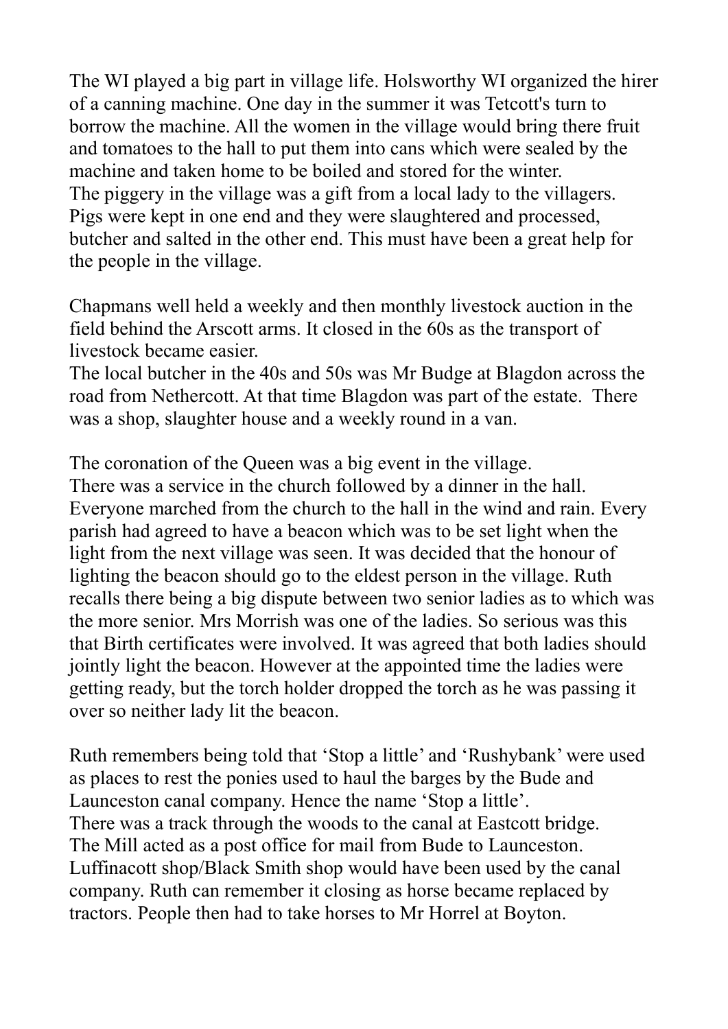The WI played a big part in village life. Holsworthy WI organized the hirer of a canning machine. One day in the summer it was Tetcott's turn to borrow the machine. All the women in the village would bring there fruit and tomatoes to the hall to put them into cans which were sealed by the machine and taken home to be boiled and stored for the winter.
The piggery in the village was a gift from a local lady to the villagers. Pigs were kept in one end and they were slaughtered and processed, butcher and salted in the other end. This must have been a great help for the people in the village.

Chapmans well held a weekly and then monthly livestock auction in the field behind the Arscott arms. It closed in the 60s as the transport of livestock became easier.
The local butcher in the 40s and 50s was Mr Budge at Blagdon across the road from Nethercott. At that time Blagdon was part of the estate. There was a shop, slaughter house and a weekly round in a van.

The coronation of the Queen was a big event in the village.
There was a service in the church followed by a dinner in the hall. Everyone marched from the church to the hall in the wind and rain. Every parish had agreed to have a beacon which was to be set light when the light from the next village was seen. It was decided that the honour of lighting the beacon should go to the eldest person in the village. Ruth recalls there being a big dispute between two senior ladies as to which was the more senior. Mrs Morrish was one of the ladies. So serious was this that Birth certificates were involved. It was agreed that both ladies should jointly light the beacon. However at the appointed time the ladies were getting ready, but the torch holder dropped the torch as he was passing it over so neither lady lit the beacon.

Ruth remembers being told that 'Stop a little' and 'Rushybank' were used as places to rest the ponies used to haul the barges by the Bude and Launceston canal company. Hence the name 'Stop a little'.
There was a track through the woods to the canal at Eastcott bridge.
The Mill acted as a post office for mail from Bude to Launceston.
Luffinacott shop/Black Smith shop would have been used by the canal company. Ruth can remember it closing as horse became replaced by tractors. People then had to take horses to Mr Horrel at Boyton.